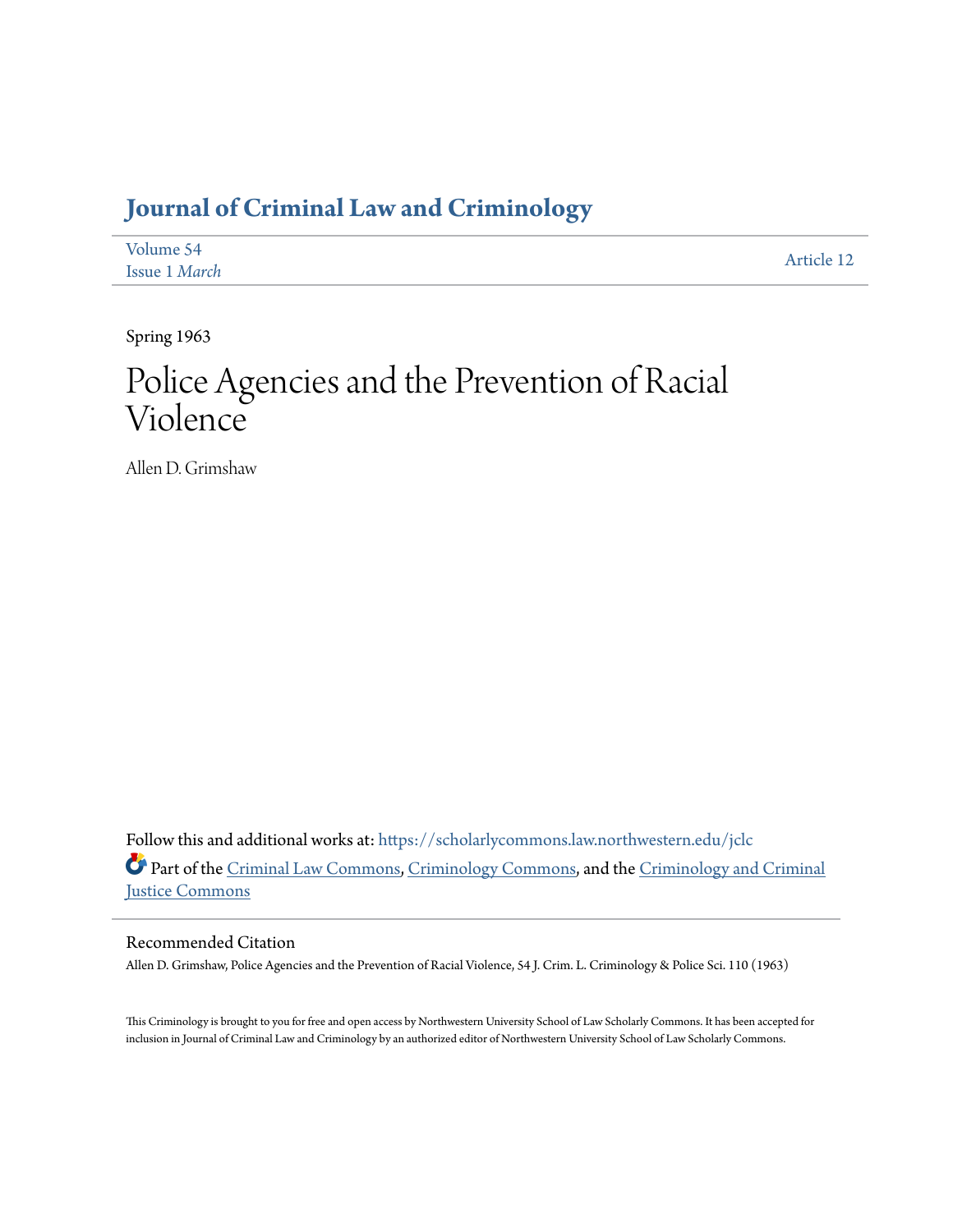# Journal of Criminal Law and Criminology

Volume 54
Issue 1 *March*

Article 12

Spring 1963

# Police Agencies and the Prevention of Racial Violence

Allen D. Grimshaw

Follow this and additional works at: https://scholarlycommons.law.northwestern.edu/jclc

Part of the Criminal Law Commons, Criminology Commons, and the Criminology and Criminal Justice Commons

## Recommended Citation

Allen D. Grimshaw, Police Agencies and the Prevention of Racial Violence, 54 J. Crim. L. Criminology & Police Sci. 110 (1963)

This Criminology is brought to you for free and open access by Northwestern University School of Law Scholarly Commons. It has been accepted for inclusion in Journal of Criminal Law and Criminology by an authorized editor of Northwestern University School of Law Scholarly Commons.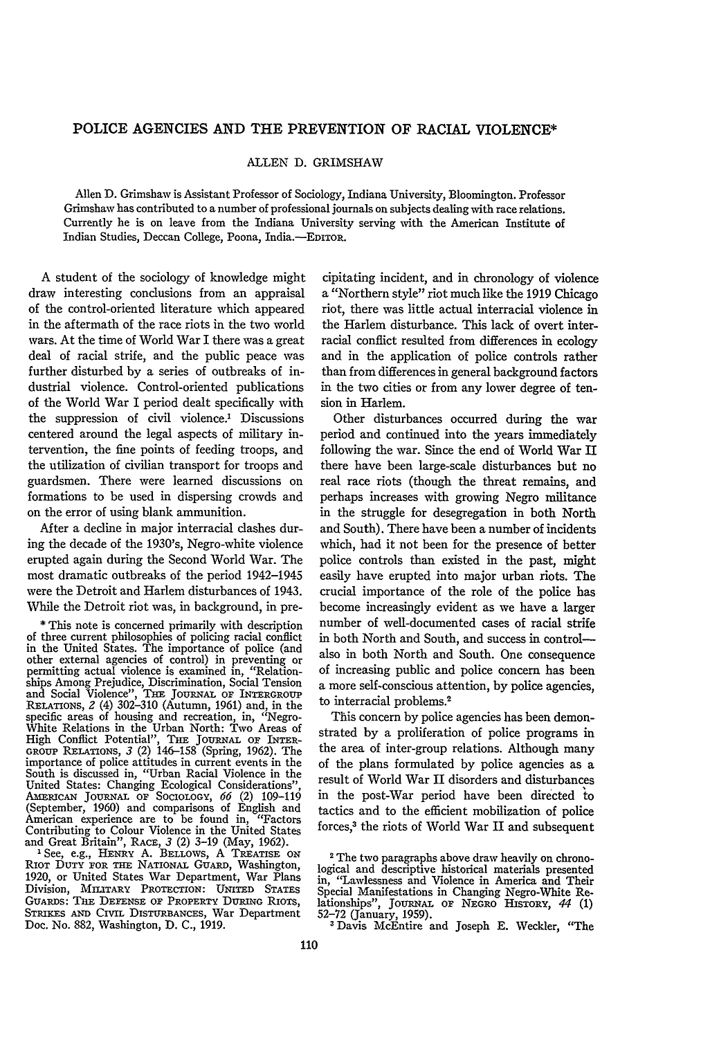# POLICE AGENCIES AND THE PREVENTION OF RACIAL VIOLENCE*

ALLEN D. GRIMSHAW

Allen D. Grimshaw is Assistant Professor of Sociology, Indiana University, Bloomington. Professor Grimshaw has contributed to a number of professional journals on subjects dealing with race relations. Currently he is on leave from the Indiana University serving with the American Institute of Indian Studies, Deccan College, Poona, India.—EDITOR.

A student of the sociology of knowledge might draw interesting conclusions from an appraisal of the control-oriented literature which appeared in the aftermath of the race riots in the two world wars. At the time of World War I there was a great deal of racial strife, and the public peace was further disturbed by a series of outbreaks of industrial violence. Control-oriented publications of the World War I period dealt specifically with the suppression of civil violence.[1] Discussions centered around the legal aspects of military intervention, the fine points of feeding troops, and the utilization of civilian transport for troops and guardsmen. There were learned discussions on formations to be used in dispersing crowds and on the error of using blank ammunition.

After a decline in major interracial clashes during the decade of the 1930's, Negro-white violence erupted again during the Second World War. The most dramatic outbreaks of the period 1942–1945 were the Detroit and Harlem disturbances of 1943. While the Detroit riot was, in background, in precipitating incident, and in chronology of violence a "Northern style" riot much like the 1919 Chicago riot, there was little actual interracial violence in the Harlem disturbance. This lack of overt interracial conflict resulted from differences in ecology and in the application of police controls rather than from differences in general background factors in the two cities or from any lower degree of tension in Harlem.

Other disturbances occurred during the war period and continued into the years immediately following the war. Since the end of World War II there have been large-scale disturbances but no real race riots (though the threat remains, and perhaps increases with growing Negro militance in the struggle for desegregation in both North and South). There have been a number of incidents which, had it not been for the presence of better police controls than existed in the past, might easily have erupted into major urban riots. The crucial importance of the role of the police has become increasingly evident as we have a larger number of well-documented cases of racial strife in both North and South, and success in control—also in both North and South. One consequence of increasing public and police concern has been a more self-conscious attention, by police agencies, to interracial problems.[2]

This concern by police agencies has been demonstrated by a proliferation of police programs in the area of inter-group relations. Although many of the plans formulated by police agencies as a result of World War II disorders and disturbances in the post-War period have been directed to tactics and to the efficient mobilization of police forces,[3] the riots of World War II and subsequent

---

\* This note is concerned primarily with description of three current philosophies of policing racial conflict in the United States. The importance of police (and other external agencies of control) in preventing or permitting actual violence is examined in, "Relationships Among Prejudice, Discrimination, Social Tension and Social Violence", THE JOURNAL OF INTERGROUP RELATIONS, *2* (4) 302–310 (Autumn, 1961) and, in the specific areas of housing and recreation, in, "Negro-White Relations in the Urban North: Two Areas of High Conflict Potential", THE JOURNAL OF INTERGROUP RELATIONS, *3* (2) 146–158 (Spring, 1962). The importance of police attitudes in current events in the South is discussed in, "Urban Racial Violence in the United States: Changing Ecological Considerations", AMERICAN JOURNAL OF SOCIOLOGY, *66* (2) 109–119 (September, 1960) and comparisons of English and American experience are to be found in, "Factors Contributing to Colour Violence in the United States and Great Britain", RACE, *3* (2) 3–19 (May, 1962).

[1] See, e.g., HENRY A. BELLOWS, A TREATISE ON RIOT DUTY FOR THE NATIONAL GUARD, Washington, 1920, or United States War Department, War Plans Division, MILITARY PROTECTION: UNITED STATES GUARDS: THE DEFENSE OF PROPERTY DURING RIOTS, STRIKES AND CIVIL DISTURBANCES, War Department Doc. No. 882, Washington, D. C., 1919.

[2] The two paragraphs above draw heavily on chronological and descriptive historical materials presented in, "Lawlessness and Violence in America and Their Special Manifestations in Changing Negro-White Relationships", JOURNAL OF NEGRO HISTORY, *44* (1) 52–72 (January, 1959).

[3] Davis McEntire and Joseph E. Weckler, "The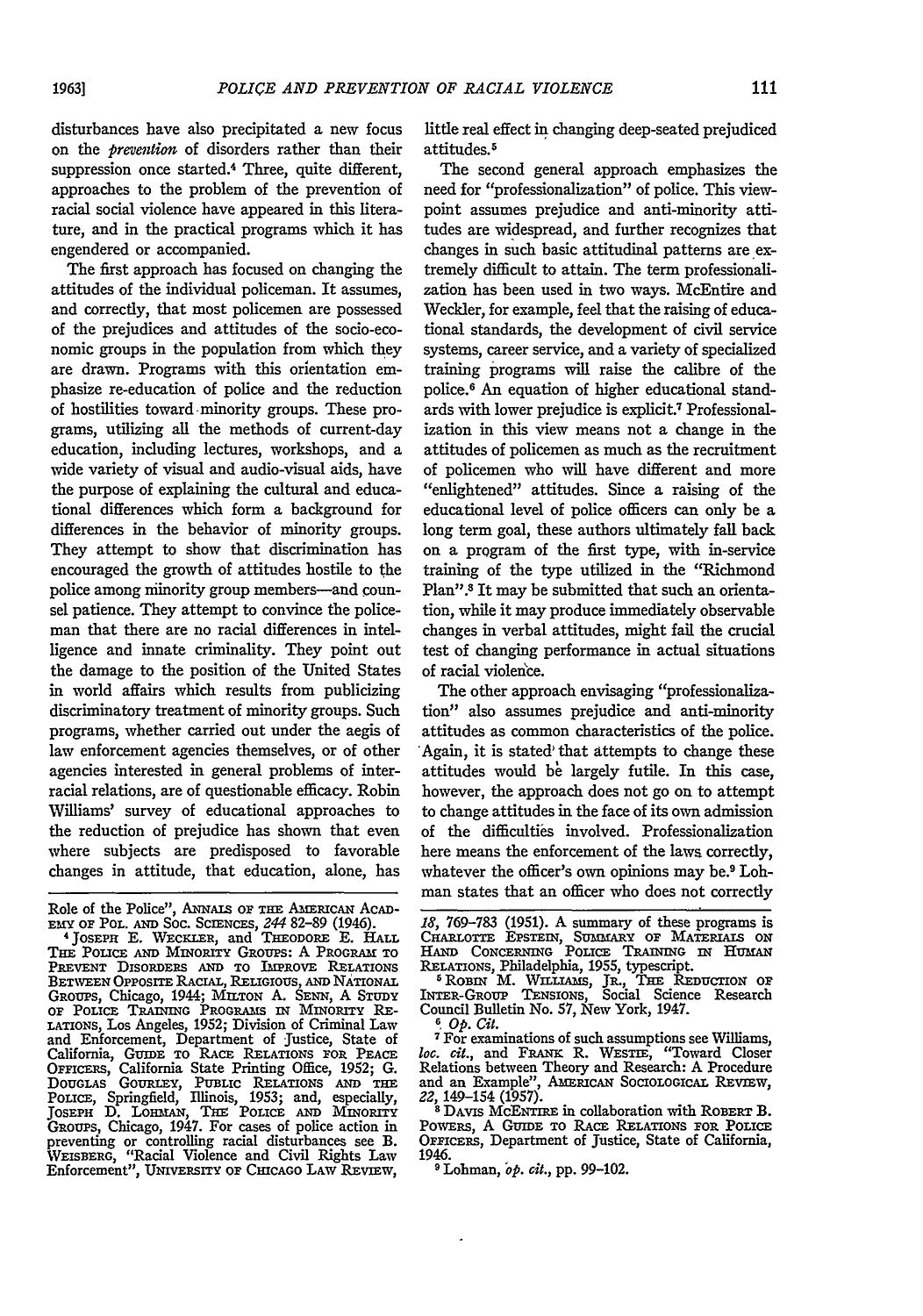disturbances have also precipitated a new focus on the *prevention* of disorders rather than their suppression once started.[4] Three, quite different, approaches to the problem of the prevention of racial social violence have appeared in this literature, and in the practical programs which it has engendered or accompanied.

The first approach has focused on changing the attitudes of the individual policeman. It assumes, and correctly, that most policemen are possessed of the prejudices and attitudes of the socio-economic groups in the population from which they are drawn. Programs with this orientation emphasize re-education of police and the reduction of hostilities toward minority groups. These programs, utilizing all the methods of current-day education, including lectures, workshops, and a wide variety of visual and audio-visual aids, have the purpose of explaining the cultural and educational differences which form a background for differences in the behavior of minority groups. They attempt to show that discrimination has encouraged the growth of attitudes hostile to the police among minority group members—and counsel patience. They attempt to convince the policeman that there are no racial differences in intelligence and innate criminality. They point out the damage to the position of the United States in world affairs which results from publicizing discriminatory treatment of minority groups. Such programs, whether carried out under the aegis of law enforcement agencies themselves, or of other agencies interested in general problems of interracial relations, are of questionable efficacy. Robin Williams' survey of educational approaches to the reduction of prejudice has shown that even where subjects are predisposed to favorable changes in attitude, that education, alone, has little real effect in changing deep-seated prejudiced attitudes.[5]

The second general approach emphasizes the need for "professionalization" of police. This viewpoint assumes prejudice and anti-minority attitudes are widespread, and further recognizes that changes in such basic attitudinal patterns are extremely difficult to attain. The term professionalization has been used in two ways. McEntire and Weckler, for example, feel that the raising of educational standards, the development of civil service systems, career service, and a variety of specialized training programs will raise the calibre of the police.[6] An equation of higher educational standards with lower prejudice is explicit.[7] Professionalization in this view means not a change in the attitudes of policemen as much as the recruitment of policemen who will have different and more "enlightened" attitudes. Since a raising of the educational level of police officers can only be a long term goal, these authors ultimately fall back on a program of the first type, with in-service training of the type utilized in the "Richmond Plan".[8] It may be submitted that such an orientation, while it may produce immediately observable changes in verbal attitudes, might fail the crucial test of changing performance in actual situations of racial violence.

The other approach envisaging "professionalization" also assumes prejudice and anti-minority attitudes as common characteristics of the police. Again, it is stated that attempts to change these attitudes would be largely futile. In this case, however, the approach does not go on to attempt to change attitudes in the face of its own admission of the difficulties involved. Professionalization here means the enforcement of the laws correctly, whatever the officer's own opinions may be.[9] Lohman states that an officer who does not correctly

---

Role of the Police", ANNALS OF THE AMERICAN ACADEMY OF POL. AND SOC. SCIENCES, *244* 82–89 (1946).

[4] JOSEPH E. WECKLER, and THEODORE E. HALL THE POLICE AND MINORITY GROUPS: A PROGRAM TO PREVENT DISORDERS AND TO IMPROVE RELATIONS BETWEEN OPPOSITE RACIAL, RELIGIOUS, AND NATIONAL GROUPS, Chicago, 1944; MILTON A. SENN, A STUDY OF POLICE TRAINING PROGRAMS IN MINORITY RELATIONS, Los Angeles, 1952; Division of Criminal Law and Enforcement, Department of Justice, State of California, GUIDE TO RACE RELATIONS FOR PEACE OFFICERS, California State Printing Office, 1952; G. DOUGLAS GOURLEY, PUBLIC RELATIONS AND THE POLICE, Springfield, Illinois, 1953; and, especially, JOSEPH D. LOHMAN, THE POLICE AND MINORITY GROUPS, Chicago, 1947. For cases of police action in preventing or controlling racial disturbances see B. WEISBERG, "Racial Violence and Civil Rights Law Enforcement", UNIVERSITY OF CHICAGO LAW REVIEW, *18*, 769–783 (1951). A summary of these programs is CHARLOTTE EPSTEIN, SUMMARY OF MATERIALS ON HAND CONCERNING POLICE TRAINING IN HUMAN RELATIONS, Philadelphia, 1955, typescript.

[5] ROBIN M. WILLIAMS, JR., THE REDUCTION OF INTER-GROUP TENSIONS, Social Science Research Council Bulletin No. 57, New York, 1947.

[6] *Op. Cit.*

[7] For examinations of such assumptions see Williams, *loc. cit.*, and FRANK R. WESTIE, "Toward Closer Relations between Theory and Research: A Procedure and an Example", AMERICAN SOCIOLOGICAL REVIEW, *22*, 149–154 (1957).

[8] DAVIS MCENTIRE in collaboration with ROBERT B. POWERS, A GUIDE TO RACE RELATIONS FOR POLICE OFFICERS, Department of Justice, State of California, 1946.

[9] Lohman, *op. cit.*, pp. 99–102.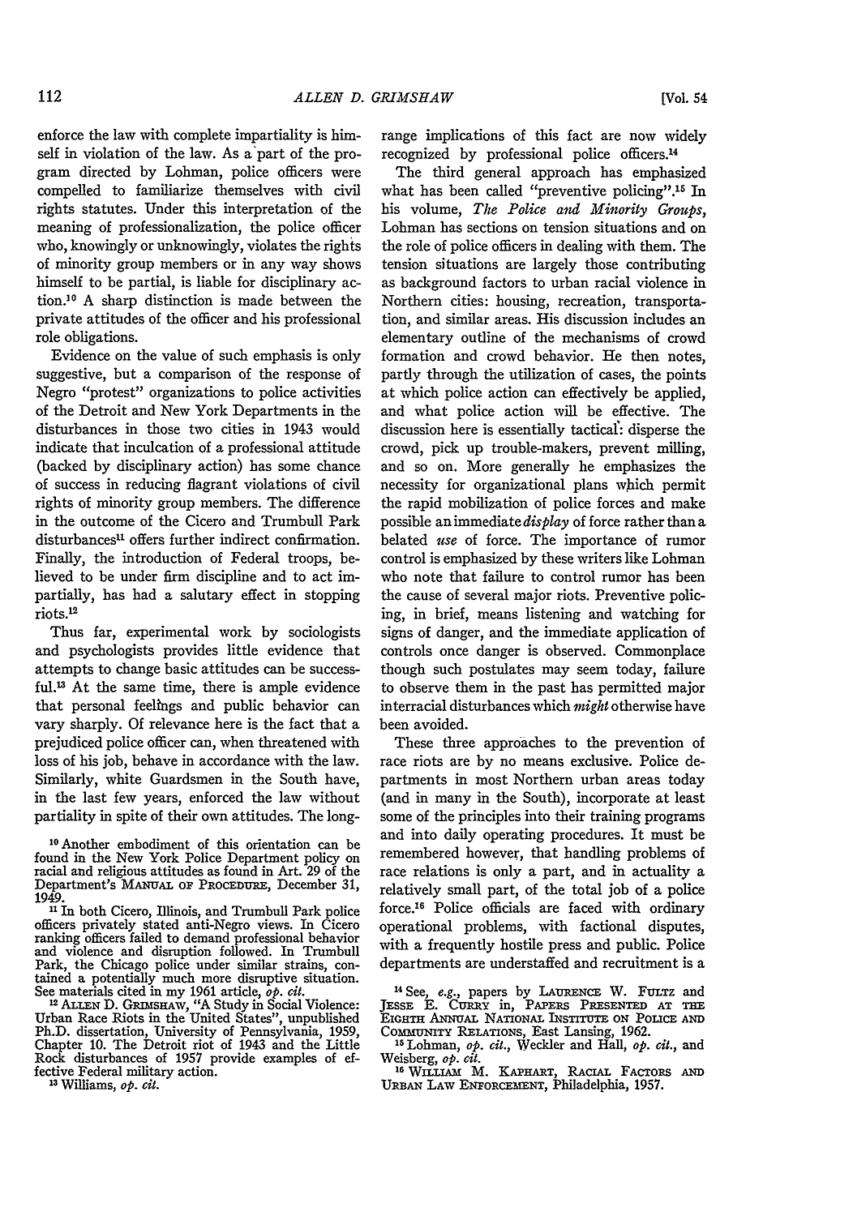enforce the law with complete impartiality is himself in violation of the law. As a part of the program directed by Lohman, police officers were compelled to familiarize themselves with civil rights statutes. Under this interpretation of the meaning of professionalization, the police officer who, knowingly or unknowingly, violates the rights of minority group members or in any way shows himself to be partial, is liable for disciplinary action.[10] A sharp distinction is made between the private attitudes of the officer and his professional role obligations.

Evidence on the value of such emphasis is only suggestive, but a comparison of the response of Negro "protest" organizations to police activities of the Detroit and New York Departments in the disturbances in those two cities in 1943 would indicate that inculcation of a professional attitude (backed by disciplinary action) has some chance of success in reducing flagrant violations of civil rights of minority group members. The difference in the outcome of the Cicero and Trumbull Park disturbances[11] offers further indirect confirmation. Finally, the introduction of Federal troops, believed to be under firm discipline and to act impartially, has had a salutary effect in stopping riots.[12]

Thus far, experimental work by sociologists and psychologists provides little evidence that attempts to change basic attitudes can be successful.[13] At the same time, there is ample evidence that personal feelings and public behavior can vary sharply. Of relevance here is the fact that a prejudiced police officer can, when threatened with loss of his job, behave in accordance with the law. Similarly, white Guardsmen in the South have, in the last few years, enforced the law without partiality in spite of their own attitudes. The long-range implications of this fact are now widely recognized by professional police officers.[14]

The third general approach has emphasized what has been called "preventive policing".[15] In his volume, *The Police and Minority Groups*, Lohman has sections on tension situations and on the role of police officers in dealing with them. The tension situations are largely those contributing as background factors to urban racial violence in Northern cities: housing, recreation, transportation, and similar areas. His discussion includes an elementary outline of the mechanisms of crowd formation and crowd behavior. He then notes, partly through the utilization of cases, the points at which police action can effectively be applied, and what police action will be effective. The discussion here is essentially tactical: disperse the crowd, pick up trouble-makers, prevent milling, and so on. More generally he emphasizes the necessity for organizational plans which permit the rapid mobilization of police forces and make possible an immediate *display* of force rather than a belated *use* of force. The importance of rumor control is emphasized by these writers like Lohman who note that failure to control rumor has been the cause of several major riots. Preventive policing, in brief, means listening and watching for signs of danger, and the immediate application of controls once danger is observed. Commonplace though such postulates may seem today, failure to observe them in the past has permitted major interracial disturbances which *might* otherwise have been avoided.

These three approaches to the prevention of race riots are by no means exclusive. Police departments in most Northern urban areas today (and in many in the South), incorporate at least some of the principles into their training programs and into daily operating procedures. It must be remembered however, that handling problems of race relations is only a part, and in actuality a relatively small part, of the total job of a police force.[16] Police officials are faced with ordinary operational problems, with factional disputes, with a frequently hostile press and public. Police departments are understaffed and recruitment is a

---

[10] Another embodiment of this orientation can be found in the New York Police Department policy on racial and religious attitudes as found in Art. 29 of the Department's MANUAL OF PROCEDURE, December 31, 1949.

[11] In both Cicero, Illinois, and Trumbull Park police officers privately stated anti-Negro views. In Cicero ranking officers failed to demand professional behavior and violence and disruption followed. In Trumbull Park, the Chicago police under similar strains, contained a potentially much more disruptive situation. See materials cited in my 1961 article, *op. cit.*

[12] ALLEN D. GRIMSHAW, "A Study in Social Violence: Urban Race Riots in the United States", unpublished Ph.D. dissertation, University of Pennsylvania, 1959, Chapter 10. The Detroit riot of 1943 and the Little Rock disturbances of 1957 provide examples of effective Federal military action.

[13] Williams, *op. cit.*

[14] See, *e.g.*, papers by LAURENCE W. FULTZ and JESSE E. CURRY in, PAPERS PRESENTED AT THE EIGHTH ANNUAL NATIONAL INSTITUTE ON POLICE AND COMMUNITY RELATIONS, East Lansing, 1962.

[15] Lohman, *op. cit.*, Weckler and Hall, *op. cit.*, and Weisberg, *op. cit.*

[16] WILLIAM M. KAPHART, RACIAL FACTORS AND URBAN LAW ENFORCEMENT, Philadelphia, 1957.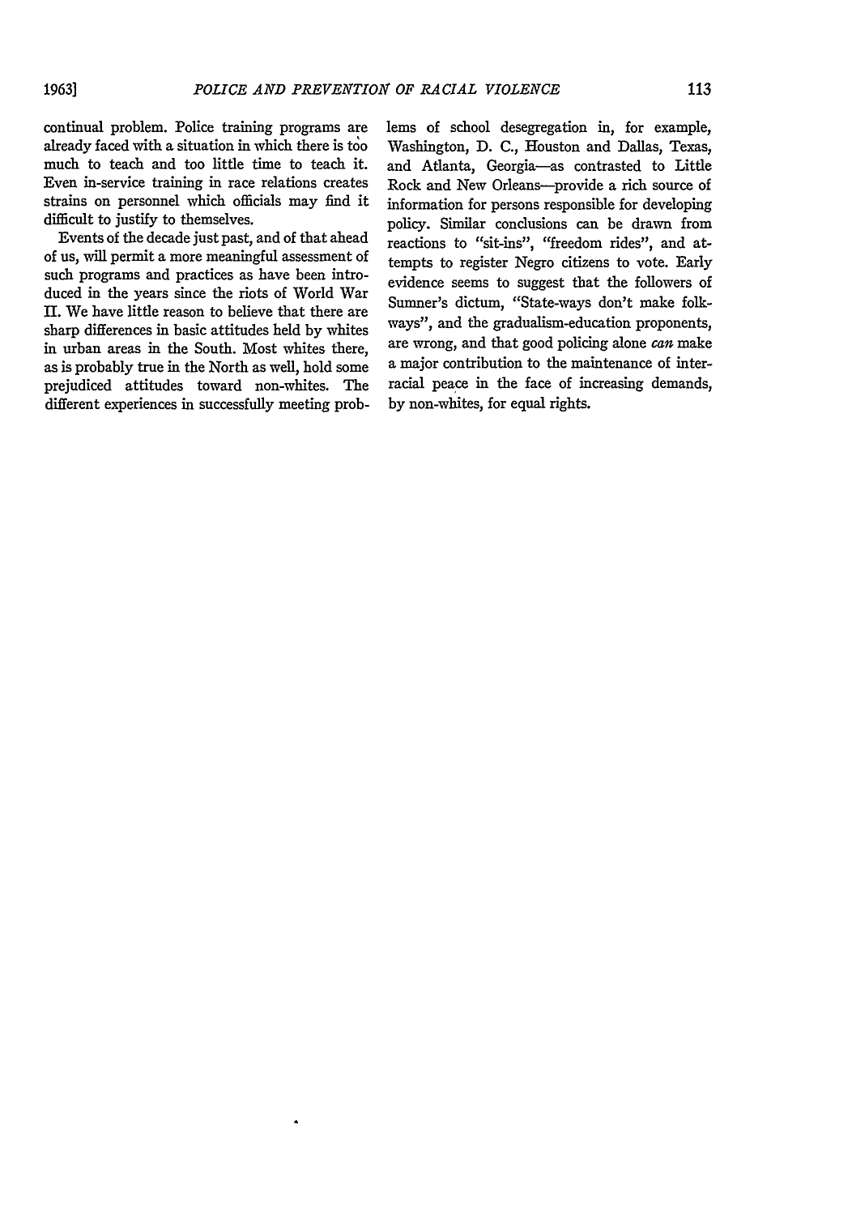continual problem. Police training programs are already faced with a situation in which there is too much to teach and too little time to teach it. Even in-service training in race relations creates strains on personnel which officials may find it difficult to justify to themselves.

Events of the decade just past, and of that ahead of us, will permit a more meaningful assessment of such programs and practices as have been introduced in the years since the riots of World War II. We have little reason to believe that there are sharp differences in basic attitudes held by whites in urban areas in the South. Most whites there, as is probably true in the North as well, hold some prejudiced attitudes toward non-whites. The different experiences in successfully meeting problems of school desegregation in, for example, Washington, D. C., Houston and Dallas, Texas, and Atlanta, Georgia—as contrasted to Little Rock and New Orleans—provide a rich source of information for persons responsible for developing policy. Similar conclusions can be drawn from reactions to "sit-ins", "freedom rides", and attempts to register Negro citizens to vote. Early evidence seems to suggest that the followers of Sumner's dictum, "State-ways don't make folkways", and the gradualism-education proponents, are wrong, and that good policing alone *can* make a major contribution to the maintenance of interracial peace in the face of increasing demands, by non-whites, for equal rights.